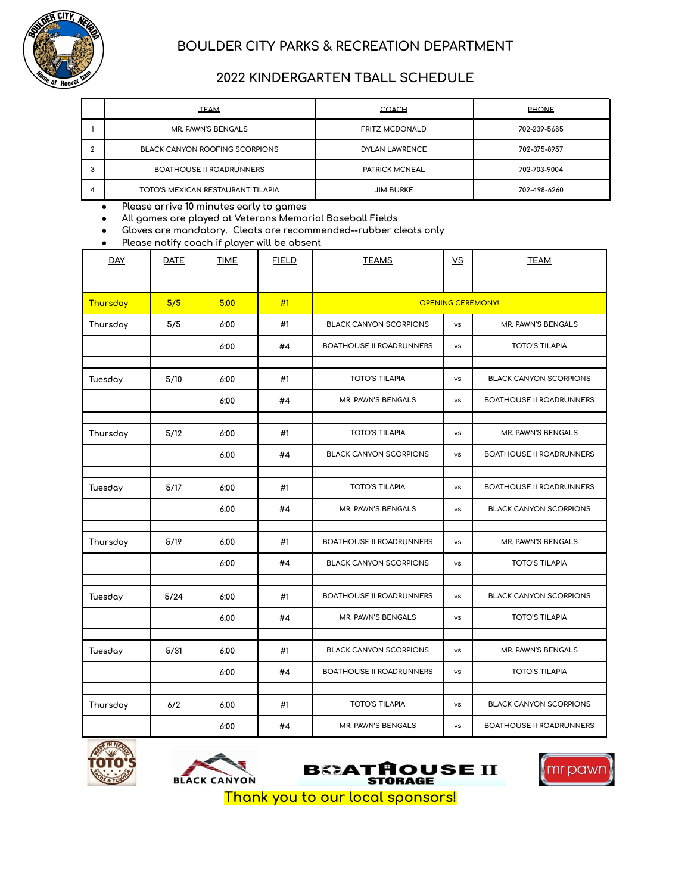# BOULDER CITY PARKS & RECREATION DEPARTMENT

## 2022 KINDERGARTEN TBALL SCHEDULE

| | TEAM | COACH | PHONE |
|---|---|---|---|
| 1 | MR. PAWN'S BENGALS | FRITZ MCDONALD | 702-239-5685 |
| 2 | BLACK CANYON ROOFING SCORPIONS | DYLAN LAWRENCE | 702-375-8957 |
| 3 | BOATHOUSE II ROADRUNNERS | PATRICK MCNEAL | 702-703-9004 |
| 4 | TOTO'S MEXICAN RESTAURANT TILAPIA | JIM BURKE | 702-498-6260 |

- Please arrive 10 minutes early to games
- All games are played at Veterans Memorial Baseball Fields
- Gloves are mandatory. Cleats are recommended--rubber cleats only
- Please notify coach if player will be absent

| DAY | DATE | TIME | FIELD | TEAMS | VS | TEAM |
|---|---|---|---|---|---|---|
| Thursday | 5/5 | 5:00 | #1 | OPENING CEREMONY! | | |
| Thursday | 5/5 | 6:00 | #1 | BLACK CANYON SCORPIONS | vs | MR. PAWN'S BENGALS |
| | | 6:00 | #4 | BOATHOUSE II ROADRUNNERS | vs | TOTO'S TILAPIA |
| Tuesday | 5/10 | 6:00 | #1 | TOTO'S TILAPIA | vs | BLACK CANYON SCORPIONS |
| | | 6:00 | #4 | MR. PAWN'S BENGALS | vs | BOATHOUSE II ROADRUNNERS |
| Thursday | 5/12 | 6:00 | #1 | TOTO'S TILAPIA | vs | MR. PAWN'S BENGALS |
| | | 6:00 | #4 | BLACK CANYON SCORPIONS | vs | BOATHOUSE II ROADRUNNERS |
| Tuesday | 5/17 | 6:00 | #1 | TOTO'S TILAPIA | vs | BOATHOUSE II ROADRUNNERS |
| | | 6:00 | #4 | MR. PAWN'S BENGALS | vs | BLACK CANYON SCORPIONS |
| Thursday | 5/19 | 6:00 | #1 | BOATHOUSE II ROADRUNNERS | vs | MR. PAWN'S BENGALS |
| | | 6:00 | #4 | BLACK CANYON SCORPIONS | vs | TOTO'S TILAPIA |
| Tuesday | 5/24 | 6:00 | #1 | BOATHOUSE II ROADRUNNERS | vs | BLACK CANYON SCORPIONS |
| | | 6:00 | #4 | MR. PAWN'S BENGALS | vs | TOTO'S TILAPIA |
| Tuesday | 5/31 | 6:00 | #1 | BLACK CANYON SCORPIONS | vs | MR. PAWN'S BENGALS |
| | | 6:00 | #4 | BOATHOUSE II ROADRUNNERS | vs | TOTO'S TILAPIA |
| Thursday | 6/2 | 6:00 | #1 | TOTO'S TILAPIA | vs | BLACK CANYON SCORPIONS |
| | | 6:00 | #4 | MR. PAWN'S BENGALS | vs | BOATHOUSE II ROADRUNNERS |

Thank you to our local sponsors!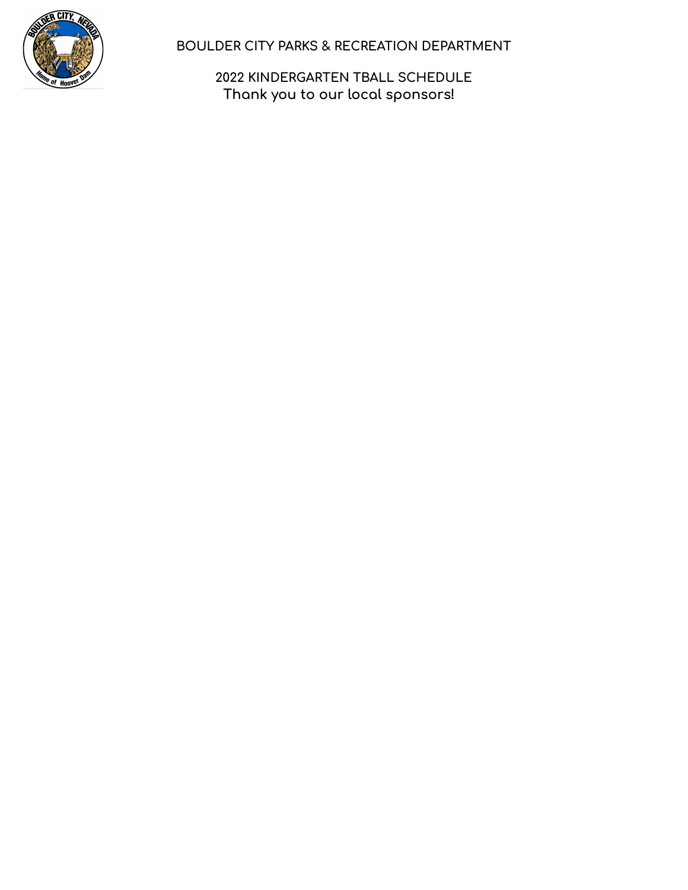BOULDER CITY PARKS & RECREATION DEPARTMENT

2022 KINDERGARTEN TBALL SCHEDULE

Thank you to our local sponsors!